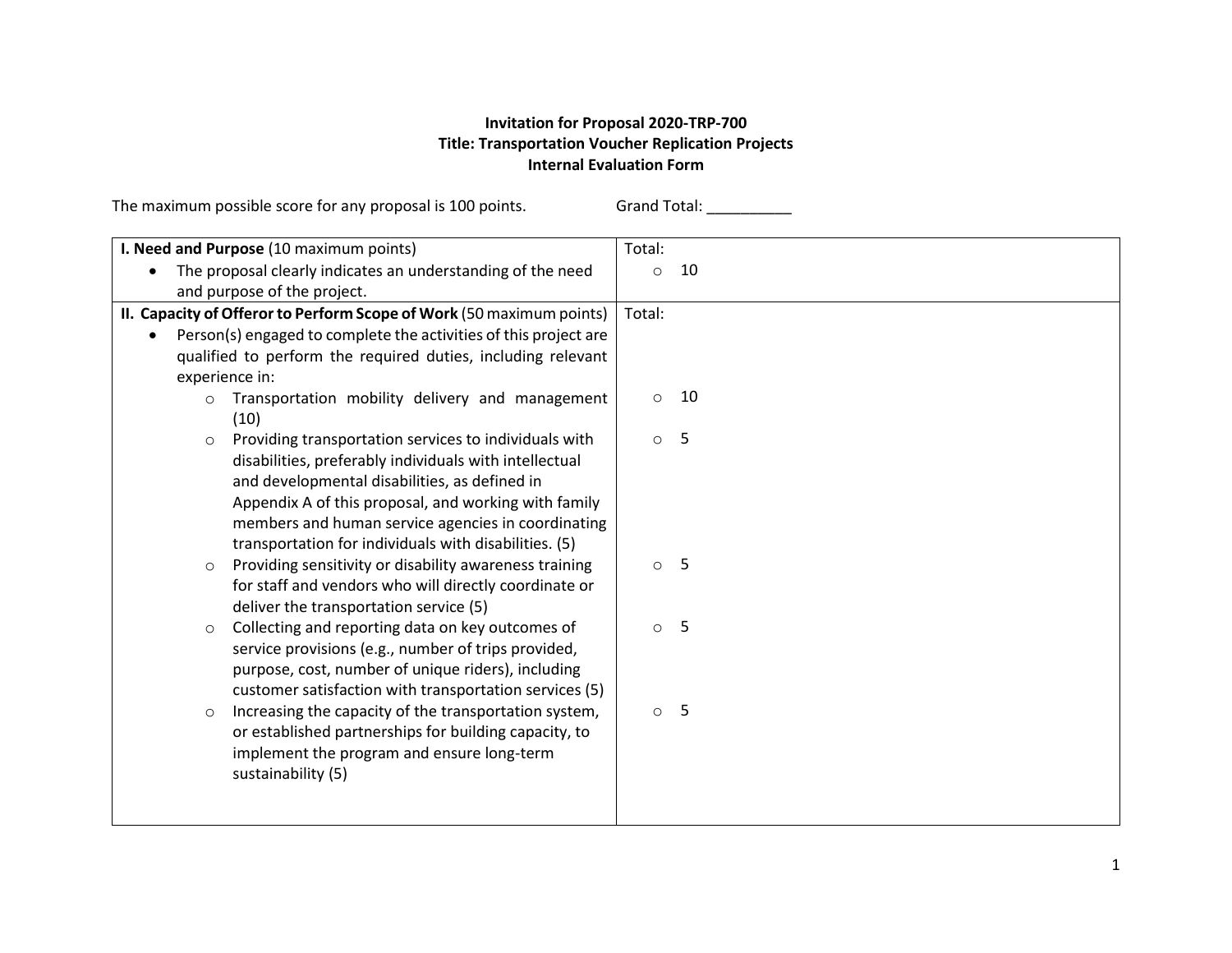**Invitation for Proposal 2020-TRP-700**
**Title: Transportation Voucher Replication Projects**
**Internal Evaluation Form**

The maximum possible score for any proposal is 100 points. Grand Total: __________

| Criteria | Total |
|---|---|
| **I. Need and Purpose** (10 maximum points)<br>• The proposal clearly indicates an understanding of the need and purpose of the project. | Total:<br>○ 10 |
| **II. Capacity of Offeror to Perform Scope of Work** (50 maximum points)<br>• Person(s) engaged to complete the activities of this project are qualified to perform the required duties, including relevant experience in: | Total: |
| ○ Transportation mobility delivery and management (10) | ○ 10 |
| ○ Providing transportation services to individuals with disabilities, preferably individuals with intellectual and developmental disabilities, as defined in Appendix A of this proposal, and working with family members and human service agencies in coordinating transportation for individuals with disabilities. (5) | ○ 5 |
| ○ Providing sensitivity or disability awareness training for staff and vendors who will directly coordinate or deliver the transportation service (5) | ○ 5 |
| ○ Collecting and reporting data on key outcomes of service provisions (e.g., number of trips provided, purpose, cost, number of unique riders), including customer satisfaction with transportation services (5) | ○ 5 |
| ○ Increasing the capacity of the transportation system, or established partnerships for building capacity, to implement the program and ensure long-term sustainability (5) | ○ 5 |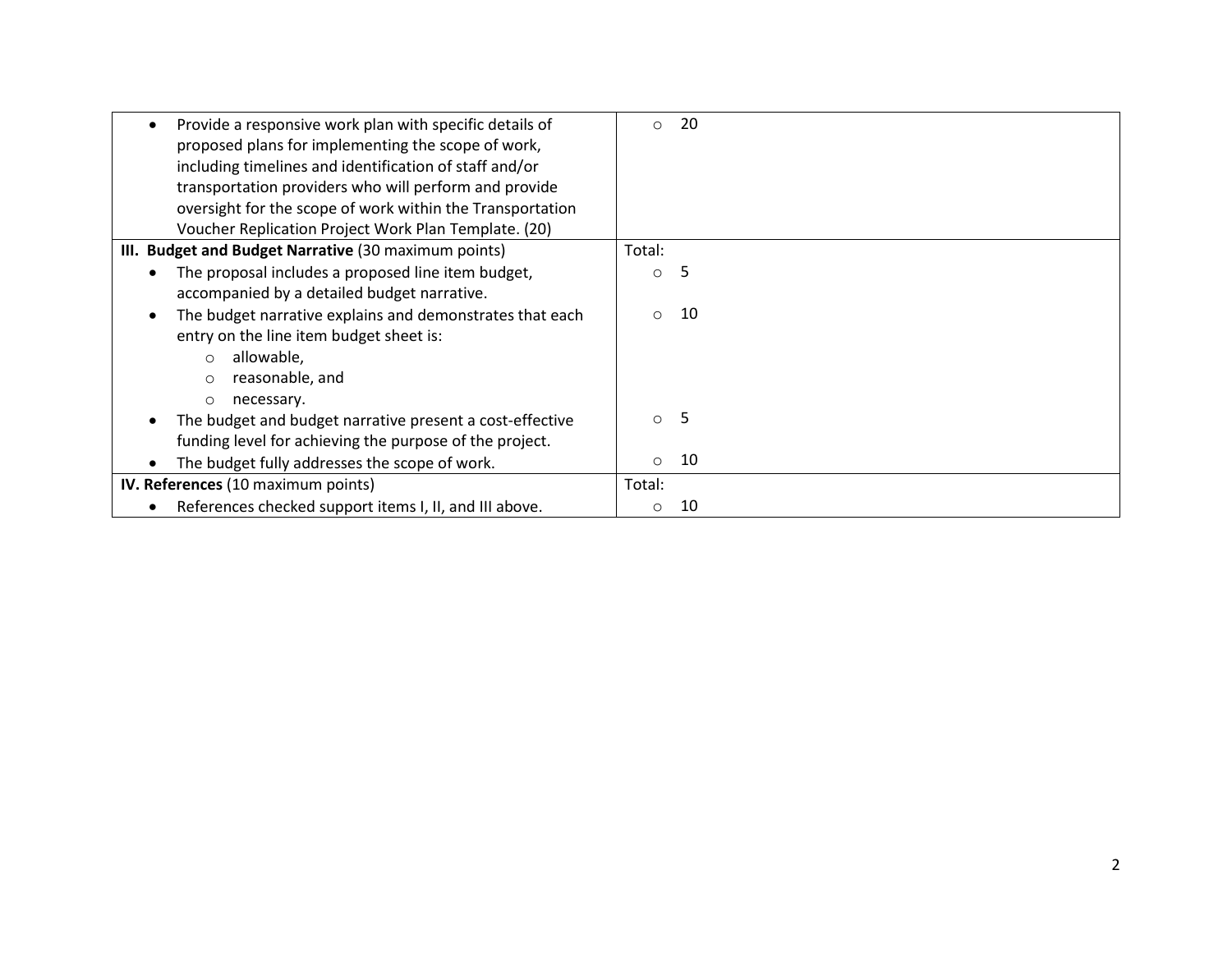| | |
|---|---|
| • Provide a responsive work plan with specific details of proposed plans for implementing the scope of work, including timelines and identification of staff and/or transportation providers who will perform and provide oversight for the scope of work within the Transportation Voucher Replication Project Work Plan Template. (20) | ○ 20 |
| **III. Budget and Budget Narrative** (30 maximum points) | Total: |
| • The proposal includes a proposed line item budget, accompanied by a detailed budget narrative. | ○ 5 |
| • The budget narrative explains and demonstrates that each entry on the line item budget sheet is:<br>○ allowable,<br>○ reasonable, and<br>○ necessary. | ○ 10 |
| • The budget and budget narrative present a cost-effective funding level for achieving the purpose of the project. | ○ 5 |
| • The budget fully addresses the scope of work. | ○ 10 |
| **IV. References** (10 maximum points) | Total: |
| • References checked support items I, II, and III above. | ○ 10 |